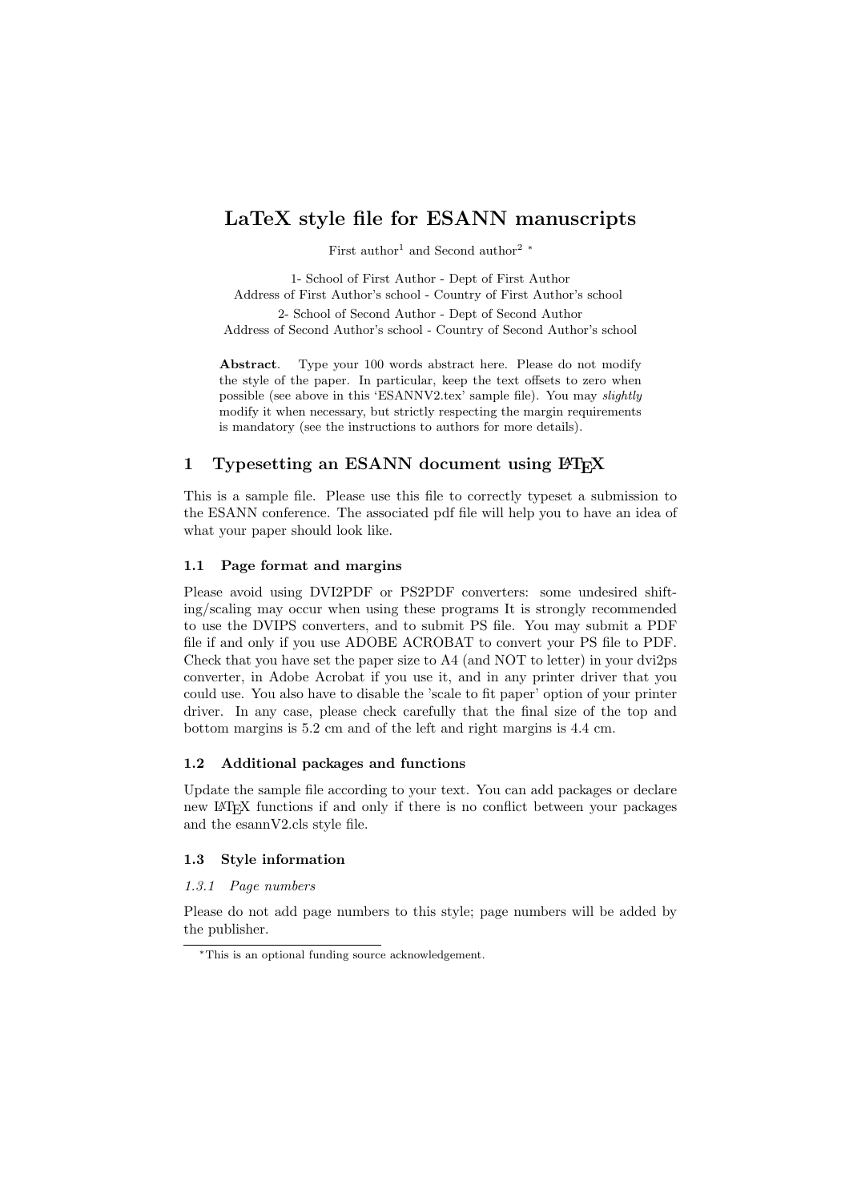# LaTeX style file for ESANN manuscripts

First author[1] and Second author[2] [*]

1- School of First Author - Dept of First Author
Address of First Author's school - Country of First Author's school

2- School of Second Author - Dept of Second Author
Address of Second Author's school - Country of Second Author's school

**Abstract**. Type your 100 words abstract here. Please do not modify the style of the paper. In particular, keep the text offsets to zero when possible (see above in this 'ESANNV2.tex' sample file). You may *slightly* modify it when necessary, but strictly respecting the margin requirements is mandatory (see the instructions to authors for more details).

## 1 Typesetting an ESANN document using LaTeX

This is a sample file. Please use this file to correctly typeset a submission to the ESANN conference. The associated pdf file will help you to have an idea of what your paper should look like.

### 1.1 Page format and margins

Please avoid using DVI2PDF or PS2PDF converters: some undesired shifting/scaling may occur when using these programs It is strongly recommended to use the DVIPS converters, and to submit PS file. You may submit a PDF file if and only if you use ADOBE ACROBAT to convert your PS file to PDF. Check that you have set the paper size to A4 (and NOT to letter) in your dvi2ps converter, in Adobe Acrobat if you use it, and in any printer driver that you could use. You also have to disable the 'scale to fit paper' option of your printer driver. In any case, please check carefully that the final size of the top and bottom margins is 5.2 cm and of the left and right margins is 4.4 cm.

### 1.2 Additional packages and functions

Update the sample file according to your text. You can add packages or declare new LaTeX functions if and only if there is no conflict between your packages and the esannV2.cls style file.

### 1.3 Style information

#### *1.3.1 Page numbers*

Please do not add page numbers to this style; page numbers will be added by the publisher.

---

[*] This is an optional funding source acknowledgement.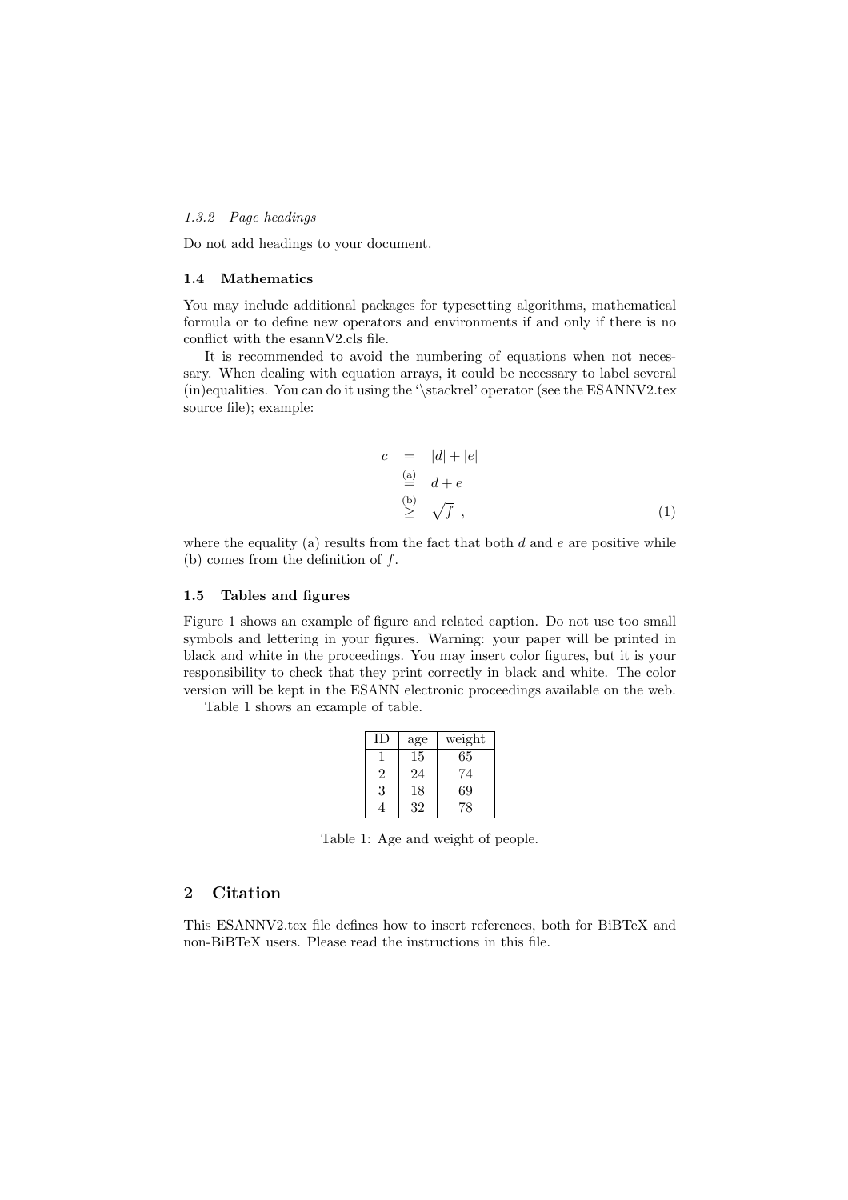#### *1.3.2 Page headings*

Do not add headings to your document.

### 1.4 Mathematics

You may include additional packages for typesetting algorithms, mathematical formula or to define new operators and environments if and only if there is no conflict with the esannV2.cls file.

It is recommended to avoid the numbering of equations when not necessary. When dealing with equation arrays, it could be necessary to label several (in)equalities. You can do it using the '\stackrel' operator (see the ESANNV2.tex source file); example:

$$
\begin{aligned}
c &= |d| + |e| \\
&\stackrel{\text{(a)}}{=} d + e \\
&\stackrel{\text{(b)}}{\geq} \sqrt{f} \ , \qquad (1)
\end{aligned}
$$

where the equality (a) results from the fact that both $d$ and $e$ are positive while (b) comes from the definition of $f$.

### 1.5 Tables and figures

Figure 1 shows an example of figure and related caption. Do not use too small symbols and lettering in your figures. Warning: your paper will be printed in black and white in the proceedings. You may insert color figures, but it is your responsibility to check that they print correctly in black and white. The color version will be kept in the ESANN electronic proceedings available on the web.

Table 1 shows an example of table.

| ID | age | weight |
|---|---|---|
| 1 | 15 | 65 |
| 2 | 24 | 74 |
| 3 | 18 | 69 |
| 4 | 32 | 78 |

Table 1: Age and weight of people.

## 2 Citation

This ESANNV2.tex file defines how to insert references, both for BiBTeX and non-BiBTeX users. Please read the instructions in this file.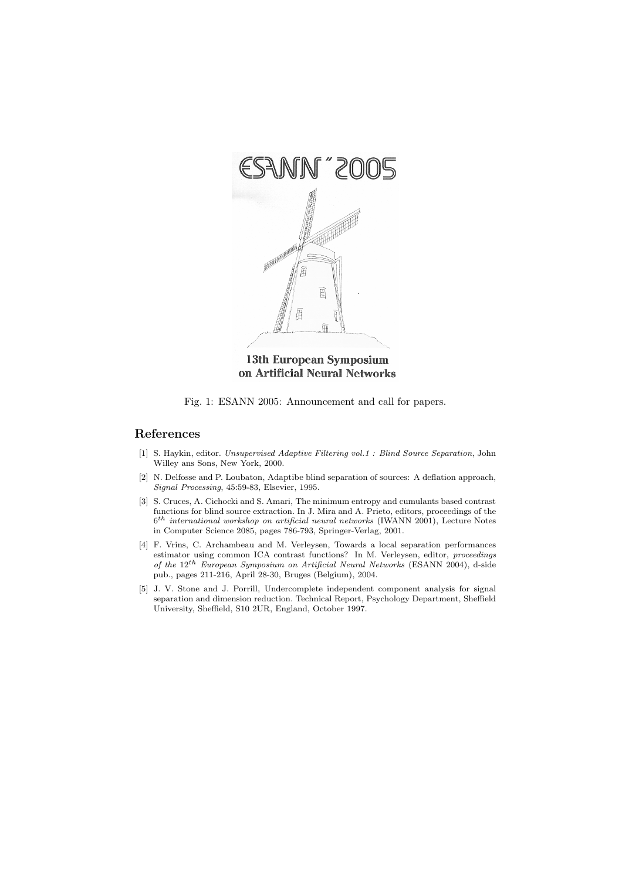Fig. 1: ESANN 2005: Announcement and call for papers.

## References

[1] S. Haykin, editor. *Unsupervised Adaptive Filtering vol.1 : Blind Source Separation*, John Willey ans Sons, New York, 2000.

[2] N. Delfosse and P. Loubaton, Adaptibe blind separation of sources: A deflation approach, *Signal Processing*, 45:59-83, Elsevier, 1995.

[3] S. Cruces, A. Cichocki and S. Amari, The minimum entropy and cumulants based contrast functions for blind source extraction. In J. Mira and A. Prieto, editors, proceedings of the $6^{th}$ *international workshop on artificial neural networks* (IWANN 2001), Lecture Notes in Computer Science 2085, pages 786-793, Springer-Verlag, 2001.

[4] F. Vrins, C. Archambeau and M. Verleysen, Towards a local separation performances estimator using common ICA contrast functions? In M. Verleysen, editor, *proceedings of the* $12^{th}$ *European Symposium on Artificial Neural Networks* (ESANN 2004), d-side pub., pages 211-216, April 28-30, Bruges (Belgium), 2004.

[5] J. V. Stone and J. Porrill, Undercomplete independent component analysis for signal separation and dimension reduction. Technical Report, Psychology Department, Sheffield University, Sheffield, S10 2UR, England, October 1997.